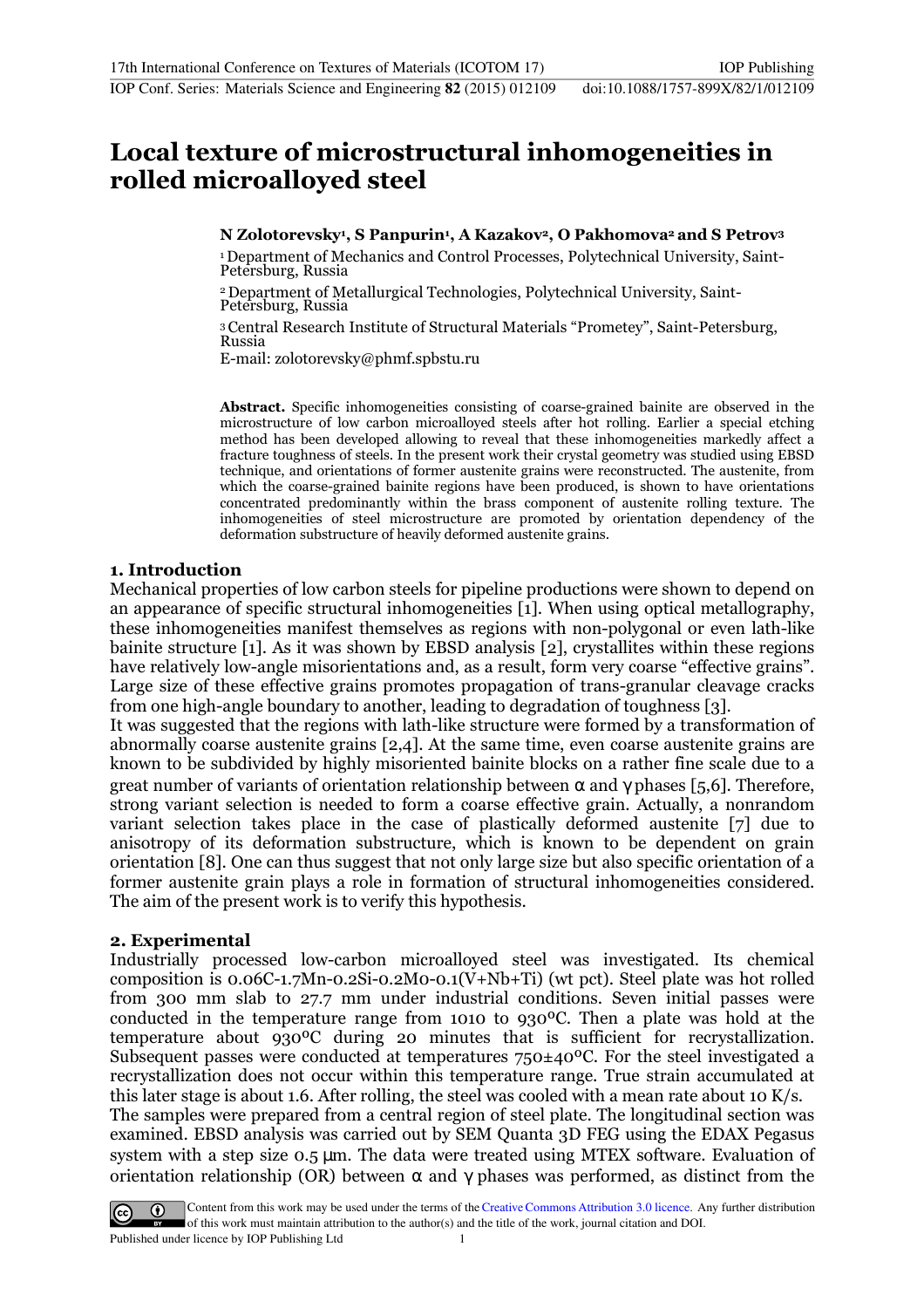# Local texture of microstructural inhomogeneities in rolled microalloyed steel

**N Zolotorevsky[1], S Panpurin[1], A Kazakov[2], O Pakhomova[2] and S Petrov[3]**

[1] Department of Mechanics and Control Processes, Polytechnical University, Saint-Petersburg, Russia

[2] Department of Metallurgical Technologies, Polytechnical University, Saint-Petersburg, Russia

[3] Central Research Institute of Structural Materials "Prometey", Saint-Petersburg, Russia

E-mail: zolotorevsky@phmf.spbstu.ru

**Abstract.** Specific inhomogeneities consisting of coarse-grained bainite are observed in the microstructure of low carbon microalloyed steels after hot rolling. Earlier a special etching method has been developed allowing to reveal that these inhomogeneities markedly affect a fracture toughness of steels. In the present work their crystal geometry was studied using EBSD technique, and orientations of former austenite grains were reconstructed. The austenite, from which the coarse-grained bainite regions have been produced, is shown to have orientations concentrated predominantly within the brass component of austenite rolling texture. The inhomogeneities of steel microstructure are promoted by orientation dependency of the deformation substructure of heavily deformed austenite grains.

## 1. Introduction

Mechanical properties of low carbon steels for pipeline productions were shown to depend on an appearance of specific structural inhomogeneities [1]. When using optical metallography, these inhomogeneities manifest themselves as regions with non-polygonal or even lath-like bainite structure [1]. As it was shown by EBSD analysis [2], crystallites within these regions have relatively low-angle misorientations and, as a result, form very coarse "effective grains". Large size of these effective grains promotes propagation of trans-granular cleavage cracks from one high-angle boundary to another, leading to degradation of toughness [3].

It was suggested that the regions with lath-like structure were formed by a transformation of abnormally coarse austenite grains [2,4]. At the same time, even coarse austenite grains are known to be subdivided by highly misoriented bainite blocks on a rather fine scale due to a great number of variants of orientation relationship between α and γ phases [5,6]. Therefore, strong variant selection is needed to form a coarse effective grain. Actually, a nonrandom variant selection takes place in the case of plastically deformed austenite [7] due to anisotropy of its deformation substructure, which is known to be dependent on grain orientation [8]. One can thus suggest that not only large size but also specific orientation of a former austenite grain plays a role in formation of structural inhomogeneities considered. The aim of the present work is to verify this hypothesis.

## 2. Experimental

Industrially processed low-carbon microalloyed steel was investigated. Its chemical composition is 0.06C-1.7Mn-0.2Si-0.2Mo-0.1(V+Nb+Ti) (wt pct). Steel plate was hot rolled from 300 mm slab to 27.7 mm under industrial conditions. Seven initial passes were conducted in the temperature range from 1010 to 930°C. Then a plate was hold at the temperature about 930°C during 20 minutes that is sufficient for recrystallization. Subsequent passes were conducted at temperatures 750±40°C. For the steel investigated a recrystallization does not occur within this temperature range. True strain accumulated at this later stage is about 1.6. After rolling, the steel was cooled with a mean rate about 10 K/s.

The samples were prepared from a central region of steel plate. The longitudinal section was examined. EBSD analysis was carried out by SEM Quanta 3D FEG using the EDAX Pegasus system with a step size 0.5 μm. The data were treated using MTEX software. Evaluation of orientation relationship (OR) between α and γ phases was performed, as distinct from the

Content from this work may be used under the terms of the Creative Commons Attribution 3.0 licence. Any further distribution of this work must maintain attribution to the author(s) and the title of the work, journal citation and DOI.

Published under licence by IOP Publishing Ltd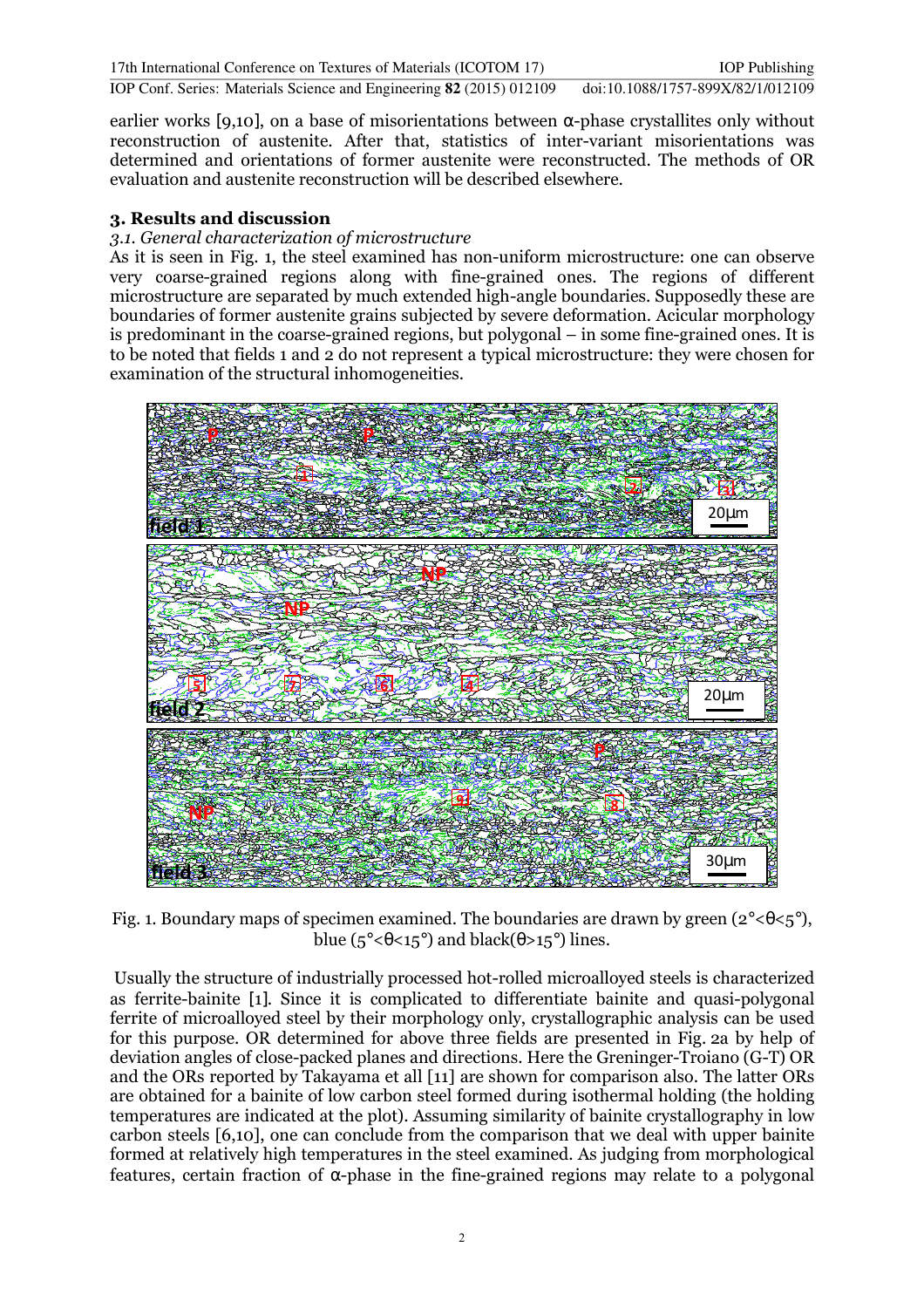earlier works [9,10], on a base of misorientations between α-phase crystallites only without reconstruction of austenite. After that, statistics of inter-variant misorientations was determined and orientations of former austenite were reconstructed. The methods of OR evaluation and austenite reconstruction will be described elsewhere.

## 3. Results and discussion

### *3.1. General characterization of microstructure*

As it is seen in Fig. 1, the steel examined has non-uniform microstructure: one can observe very coarse-grained regions along with fine-grained ones. The regions of different microstructure are separated by much extended high-angle boundaries. Supposedly these are boundaries of former austenite grains subjected by severe deformation. Acicular morphology is predominant in the coarse-grained regions, but polygonal – in some fine-grained ones. It is to be noted that fields 1 and 2 do not represent a typical microstructure: they were chosen for examination of the structural inhomogeneities.

Fig. 1. Boundary maps of specimen examined. The boundaries are drawn by green (2°<θ<5°), blue (5°<θ<15°) and black(θ>15°) lines.

Usually the structure of industrially processed hot-rolled microalloyed steels is characterized as ferrite-bainite [1]. Since it is complicated to differentiate bainite and quasi-polygonal ferrite of microalloyed steel by their morphology only, crystallographic analysis can be used for this purpose. OR determined for above three fields are presented in Fig. 2a by help of deviation angles of close-packed planes and directions. Here the Greninger-Troiano (G-T) OR and the ORs reported by Takayama et all [11] are shown for comparison also. The latter ORs are obtained for a bainite of low carbon steel formed during isothermal holding (the holding temperatures are indicated at the plot). Assuming similarity of bainite crystallography in low carbon steels [6,10], one can conclude from the comparison that we deal with upper bainite formed at relatively high temperatures in the steel examined. As judging from morphological features, certain fraction of α-phase in the fine-grained regions may relate to a polygonal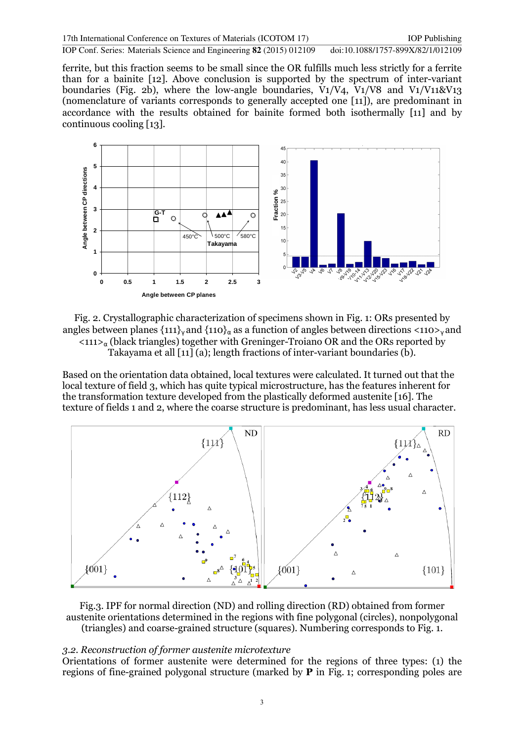ferrite, but this fraction seems to be small since the OR fulfills much less strictly for a ferrite than for a bainite [12]. Above conclusion is supported by the spectrum of inter-variant boundaries (Fig. 2b), where the low-angle boundaries, V1/V4, V1/V8 and V1/V11&V13 (nomenclature of variants corresponds to generally accepted one [11]), are predominant in accordance with the results obtained for bainite formed both isothermally [11] and by continuous cooling [13].

Fig. 2. Crystallographic characterization of specimens shown in Fig. 1: ORs presented by angles between planes $\{111\}_\gamma$ and $\{110\}_\alpha$ as a function of angles between directions $<110>_\gamma$ and $<111>_\alpha$ (black triangles) together with Greninger-Troiano OR and the ORs reported by Takayama et all [11] (a); length fractions of inter-variant boundaries (b).

Based on the orientation data obtained, local textures were calculated. It turned out that the local texture of field 3, which has quite typical microstructure, has the features inherent for the transformation texture developed from the plastically deformed austenite [16]. The texture of fields 1 and 2, where the coarse structure is predominant, has less usual character.

Fig.3. IPF for normal direction (ND) and rolling direction (RD) obtained from former austenite orientations determined in the regions with fine polygonal (circles), nonpolygonal (triangles) and coarse-grained structure (squares). Numbering corresponds to Fig. 1.

### *3.2. Reconstruction of former austenite microtexture*

Orientations of former austenite were determined for the regions of three types: (1) the regions of fine-grained polygonal structure (marked by **P** in Fig. 1; corresponding poles are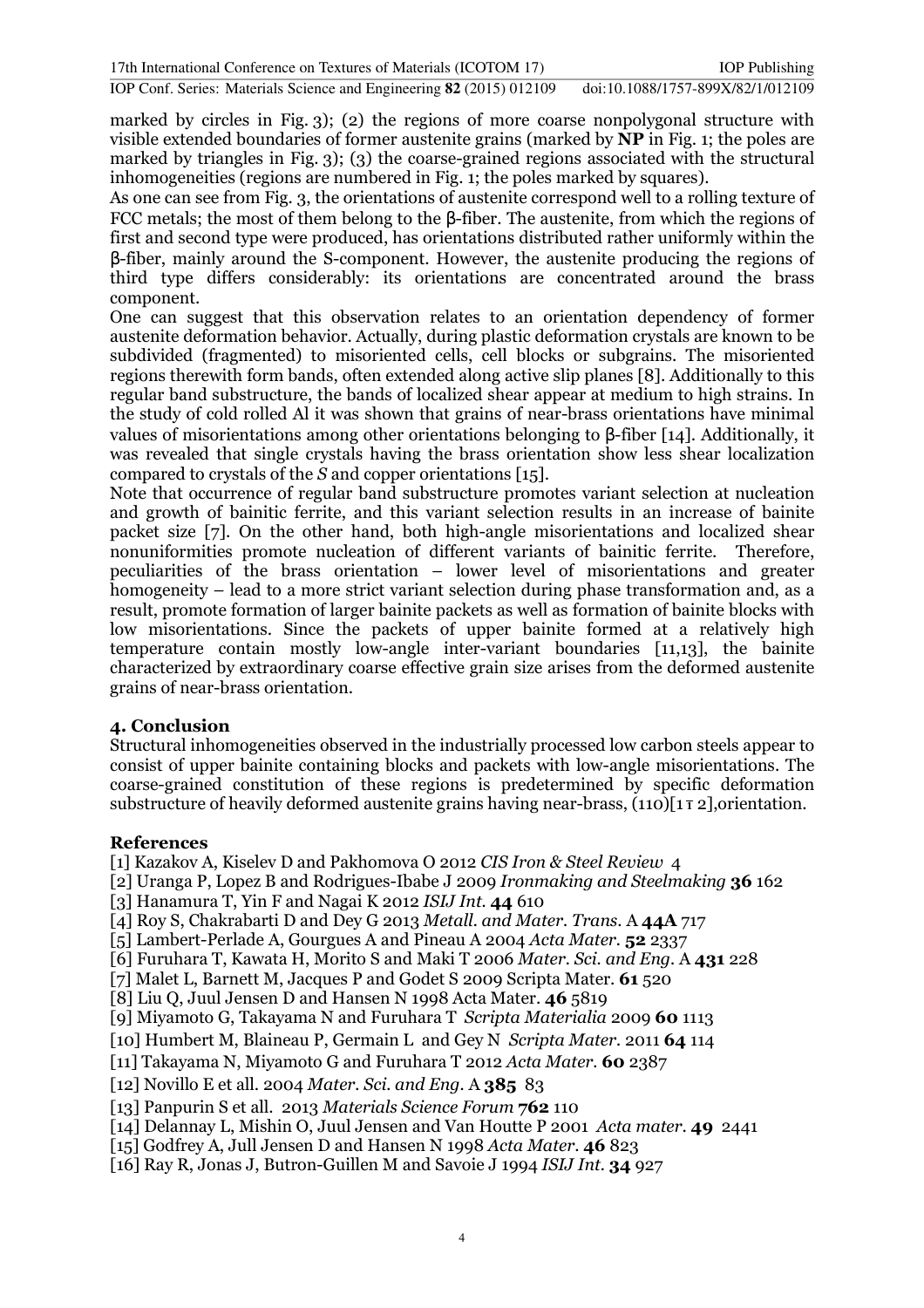marked by circles in Fig. 3); (2) the regions of more coarse nonpolygonal structure with visible extended boundaries of former austenite grains (marked by **NP** in Fig. 1; the poles are marked by triangles in Fig. 3); (3) the coarse-grained regions associated with the structural inhomogeneities (regions are numbered in Fig. 1; the poles marked by squares).

As one can see from Fig. 3, the orientations of austenite correspond well to a rolling texture of FCC metals; the most of them belong to the β-fiber. The austenite, from which the regions of first and second type were produced, has orientations distributed rather uniformly within the β-fiber, mainly around the S-component. However, the austenite producing the regions of third type differs considerably: its orientations are concentrated around the brass component.

One can suggest that this observation relates to an orientation dependency of former austenite deformation behavior. Actually, during plastic deformation crystals are known to be subdivided (fragmented) to misoriented cells, cell blocks or subgrains. The misoriented regions therewith form bands, often extended along active slip planes [8]. Additionally to this regular band substructure, the bands of localized shear appear at medium to high strains. In the study of cold rolled Al it was shown that grains of near-brass orientations have minimal values of misorientations among other orientations belonging to β-fiber [14]. Additionally, it was revealed that single crystals having the brass orientation show less shear localization compared to crystals of the *S* and copper orientations [15].

Note that occurrence of regular band substructure promotes variant selection at nucleation and growth of bainitic ferrite, and this variant selection results in an increase of bainite packet size [7]. On the other hand, both high-angle misorientations and localized shear nonuniformities promote nucleation of different variants of bainitic ferrite. Therefore, peculiarities of the brass orientation – lower level of misorientations and greater homogeneity – lead to a more strict variant selection during phase transformation and, as a result, promote formation of larger bainite packets as well as formation of bainite blocks with low misorientations. Since the packets of upper bainite formed at a relatively high temperature contain mostly low-angle inter-variant boundaries [11,13], the bainite characterized by extraordinary coarse effective grain size arises from the deformed austenite grains of near-brass orientation.

## 4. Conclusion

Structural inhomogeneities observed in the industrially processed low carbon steels appear to consist of upper bainite containing blocks and packets with low-angle misorientations. The coarse-grained constitution of these regions is predetermined by specific deformation substructure of heavily deformed austenite grains having near-brass, $(110)[1\bar{1}2]$,orientation.

## References

[1] Kazakov A, Kiselev D and Pakhomova O 2012 *CIS Iron & Steel Review* 4

[2] Uranga P, Lopez B and Rodrigues-Ibabe J 2009 *Ironmaking and Steelmaking* **36** 162

[3] Hanamura T, Yin F and Nagai K 2012 *ISIJ Int.* **44** 610

[4] Roy S, Chakrabarti D and Dey G 2013 *Metall. and Mater. Trans.* A **44A** 717

[5] Lambert-Perlade A, Gourgues A and Pineau A 2004 *Acta Mater.* **52** 2337

[6] Furuhara T, Kawata H, Morito S and Maki T 2006 *Mater. Sci. and Eng.* A **431** 228

[7] Malet L, Barnett M, Jacques P and Godet S 2009 Scripta Mater. **61** 520

[8] Liu Q, Juul Jensen D and Hansen N 1998 Acta Mater. **46** 5819

[9] Miyamoto G, Takayama N and Furuhara T *Scripta Materialia* 2009 **60** 1113

[10] Humbert M, Blaineau P, Germain L and Gey N *Scripta Mater.* 2011 **64** 114

[11] Takayama N, Miyamoto G and Furuhara T 2012 *Acta Mater.* **60** 2387

[12] Novillo E et all. 2004 *Mater. Sci. and Eng.* A **385** 83

[13] Panpurin S et all. 2013 *Materials Science Forum* **762** 110

[14] Delannay L, Mishin O, Juul Jensen and Van Houtte P 2001 *Acta mater.* **49** 2441

[15] Godfrey A, Jull Jensen D and Hansen N 1998 *Acta Mater.* **46** 823

[16] Ray R, Jonas J, Butron-Guillen M and Savoie J 1994 *ISIJ Int.* **34** 927